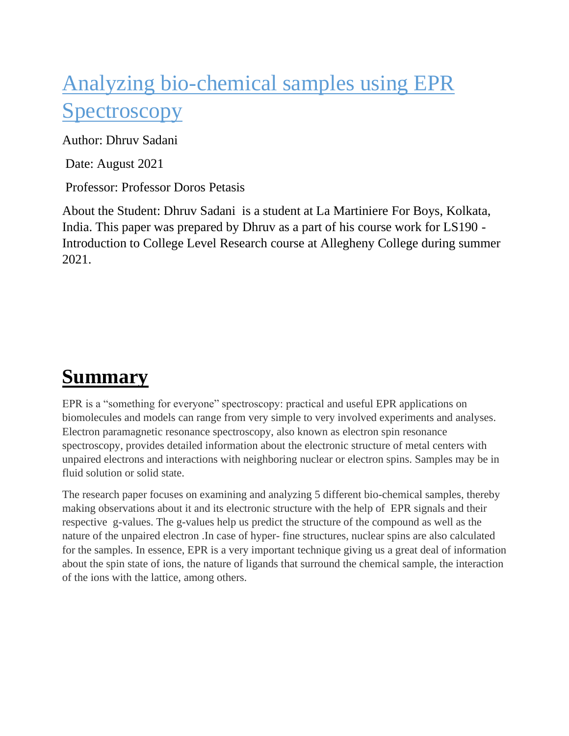# Analyzing bio-chemical samples using EPR Spectroscopy

Author: Dhruv Sadani

Date: August 2021

Professor: Professor Doros Petasis

About the Student: Dhruv Sadani is a student at La Martiniere For Boys, Kolkata, India. This paper was prepared by Dhruv as a part of his course work for LS190 - Introduction to College Level Research course at Allegheny College during summer 2021.

## Summary

EPR is a "something for everyone" spectroscopy: practical and useful EPR applications on biomolecules and models can range from very simple to very involved experiments and analyses. Electron paramagnetic resonance spectroscopy, also known as electron spin resonance spectroscopy, provides detailed information about the electronic structure of metal centers with unpaired electrons and interactions with neighboring nuclear or electron spins. Samples may be in fluid solution or solid state.

The research paper focuses on examining and analyzing 5 different bio-chemical samples, thereby making observations about it and its electronic structure with the help of EPR signals and their respective g-values. The g-values help us predict the structure of the compound as well as the nature of the unpaired electron .In case of hyper- fine structures, nuclear spins are also calculated for the samples. In essence, EPR is a very important technique giving us a great deal of information about the spin state of ions, the nature of ligands that surround the chemical sample, the interaction of the ions with the lattice, among others.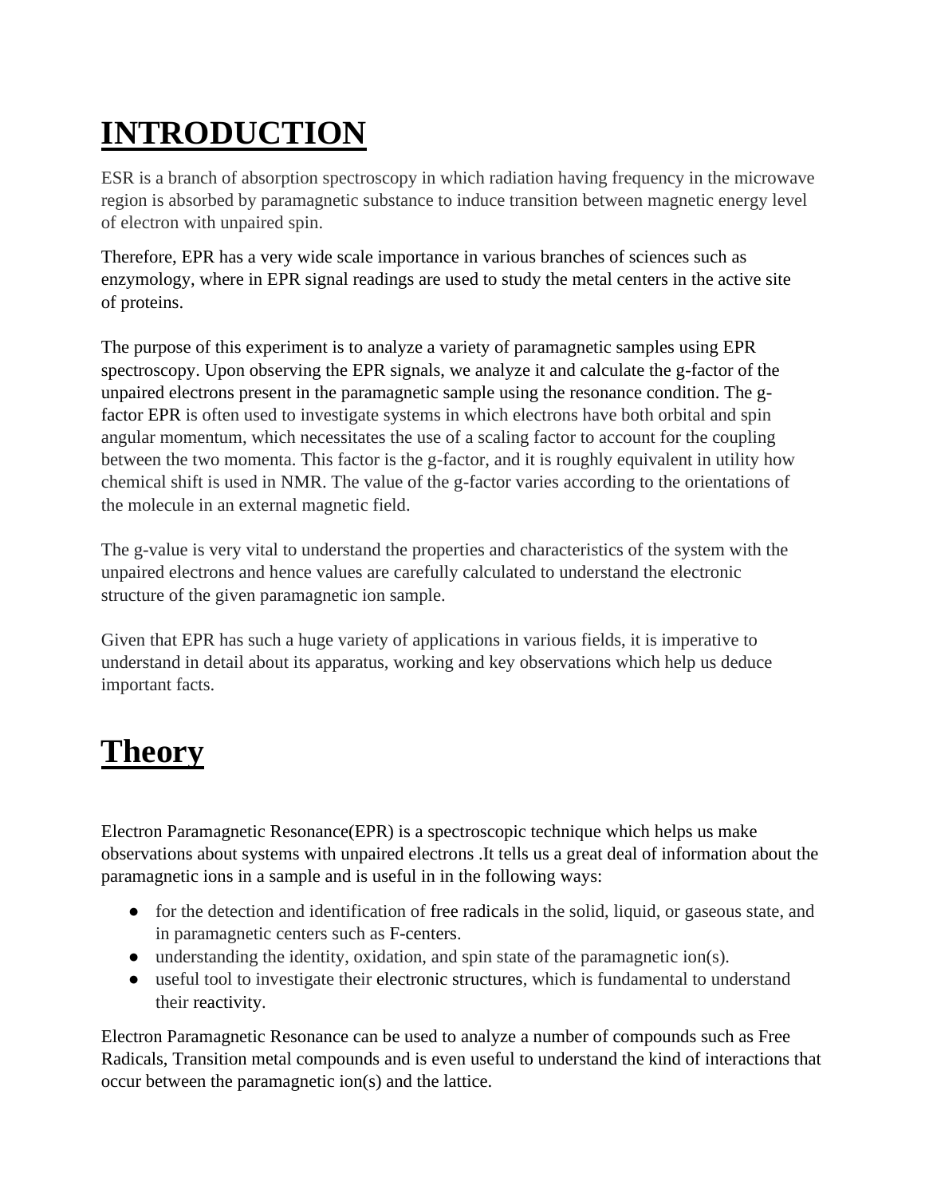# INTRODUCTION

ESR is a branch of absorption spectroscopy in which radiation having frequency in the microwave region is absorbed by paramagnetic substance to induce transition between magnetic energy level of electron with unpaired spin.

Therefore, EPR has a very wide scale importance in various branches of sciences such as enzymology, where in EPR signal readings are used to study the metal centers in the active site of proteins.

The purpose of this experiment is to analyze a variety of paramagnetic samples using EPR spectroscopy. Upon observing the EPR signals, we analyze it and calculate the g-factor of the unpaired electrons present in the paramagnetic sample using the resonance condition. The g-factor EPR is often used to investigate systems in which electrons have both orbital and spin angular momentum, which necessitates the use of a scaling factor to account for the coupling between the two momenta. This factor is the g-factor, and it is roughly equivalent in utility how chemical shift is used in NMR. The value of the g-factor varies according to the orientations of the molecule in an external magnetic field.

The g-value is very vital to understand the properties and characteristics of the system with the unpaired electrons and hence values are carefully calculated to understand the electronic structure of the given paramagnetic ion sample.

Given that EPR has such a huge variety of applications in various fields, it is imperative to understand in detail about its apparatus, working and key observations which help us deduce important facts.

# Theory

Electron Paramagnetic Resonance(EPR) is a spectroscopic technique which helps us make observations about systems with unpaired electrons .It tells us a great deal of information about the paramagnetic ions in a sample and is useful in in the following ways:

- for the detection and identification of free radicals in the solid, liquid, or gaseous state, and in paramagnetic centers such as F-centers.
- understanding the identity, oxidation, and spin state of the paramagnetic ion(s).
- useful tool to investigate their electronic structures, which is fundamental to understand their reactivity.

Electron Paramagnetic Resonance can be used to analyze a number of compounds such as Free Radicals, Transition metal compounds and is even useful to understand the kind of interactions that occur between the paramagnetic ion(s) and the lattice.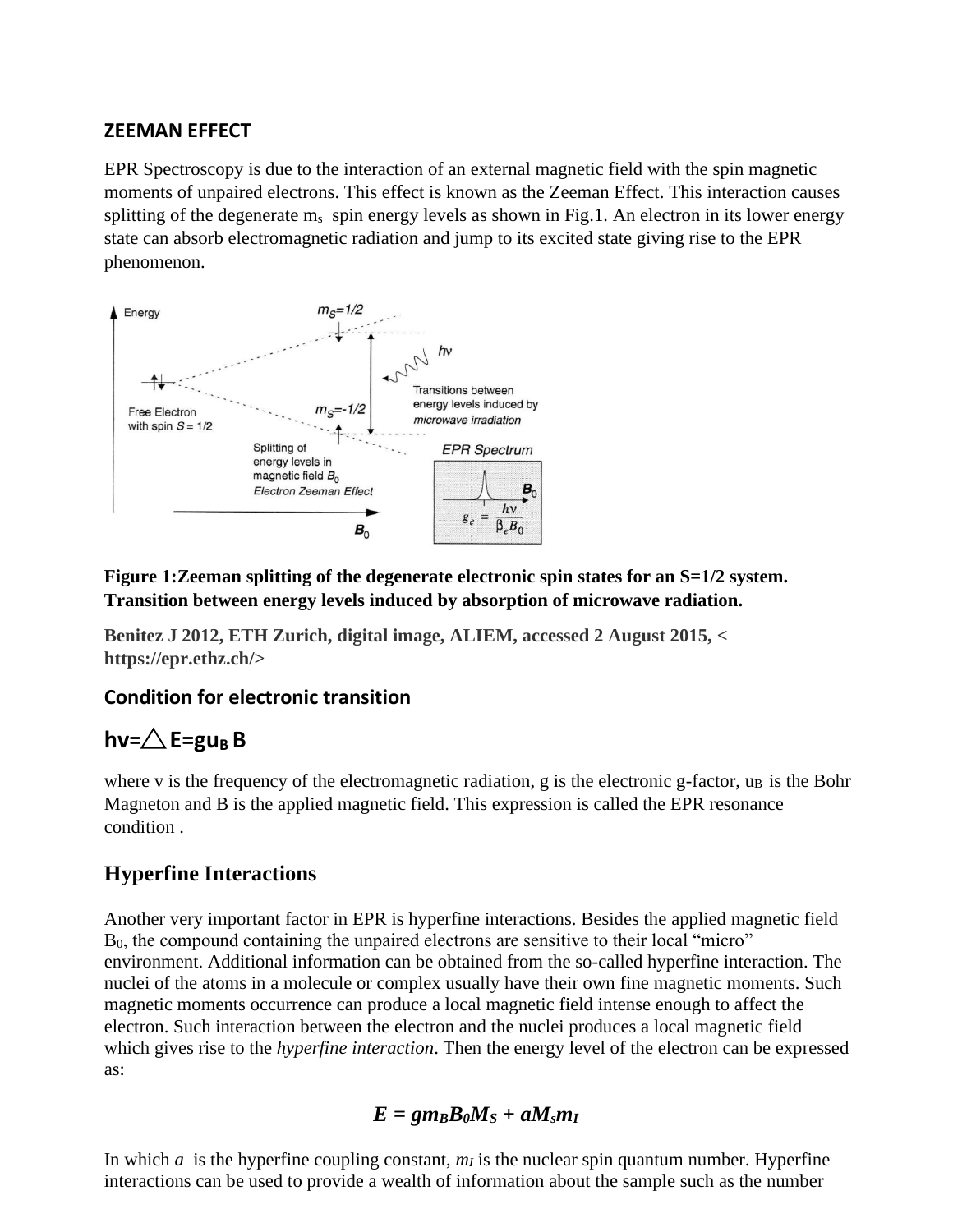## ZEEMAN EFFECT

EPR Spectroscopy is due to the interaction of an external magnetic field with the spin magnetic moments of unpaired electrons. This effect is known as the Zeeman Effect. This interaction causes splitting of the degenerate $m_s$ spin energy levels as shown in Fig.1. An electron in its lower energy state can absorb electromagnetic radiation and jump to its excited state giving rise to the EPR phenomenon.

**Figure 1:Zeeman splitting of the degenerate electronic spin states for an S=1/2 system. Transition between energy levels induced by absorption of microwave radiation.**

**Benitez J 2012, ETH Zurich, digital image, ALIEM, accessed 2 August 2015, < https://epr.ethz.ch/>**

### Condition for electronic transition

## $h\nu = \triangle E = g u_B B$

where v is the frequency of the electromagnetic radiation, g is the electronic g-factor, $u_B$ is the Bohr Magneton and B is the applied magnetic field. This expression is called the EPR resonance condition .

## Hyperfine Interactions

Another very important factor in EPR is hyperfine interactions. Besides the applied magnetic field $B_0$, the compound containing the unpaired electrons are sensitive to their local "micro" environment. Additional information can be obtained from the so-called hyperfine interaction. The nuclei of the atoms in a molecule or complex usually have their own fine magnetic moments. Such magnetic moments occurrence can produce a local magnetic field intense enough to affect the electron. Such interaction between the electron and the nuclei produces a local magnetic field which gives rise to the *hyperfine interaction*. Then the energy level of the electron can be expressed as:

$$E = g m_B B_0 M_S + a M_s m_I$$

In which $a$ is the hyperfine coupling constant, $m_I$ is the nuclear spin quantum number. Hyperfine interactions can be used to provide a wealth of information about the sample such as the number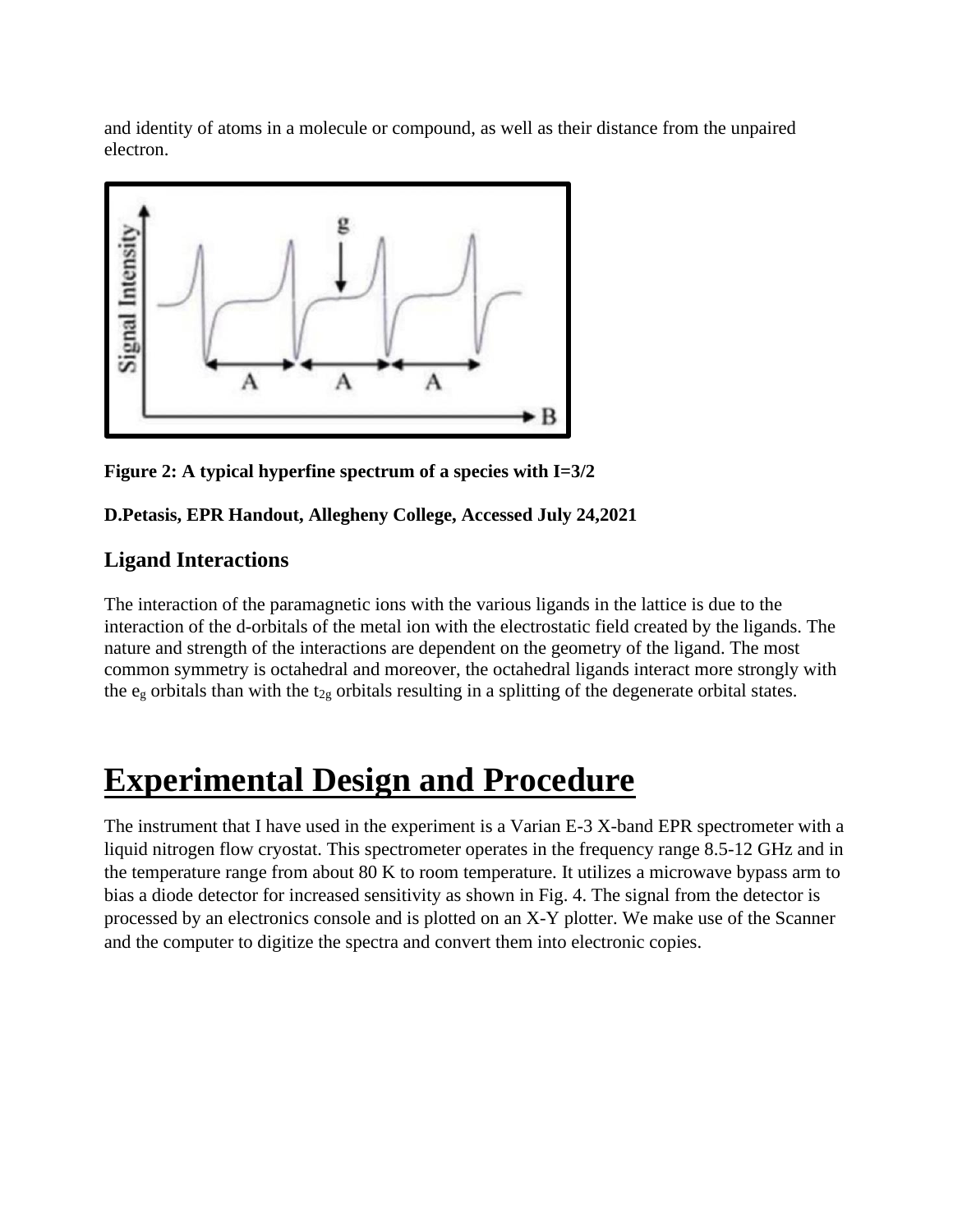and identity of atoms in a molecule or compound, as well as their distance from the unpaired electron.

**Figure 2: A typical hyperfine spectrum of a species with I=3/2**

**D.Petasis, EPR Handout, Allegheny College, Accessed July 24,2021**

### Ligand Interactions

The interaction of the paramagnetic ions with the various ligands in the lattice is due to the interaction of the d-orbitals of the metal ion with the electrostatic field created by the ligands. The nature and strength of the interactions are dependent on the geometry of the ligand. The most common symmetry is octahedral and moreover, the octahedral ligands interact more strongly with the $e_g$ orbitals than with the $t_{2g}$ orbitals resulting in a splitting of the degenerate orbital states.

# Experimental Design and Procedure

The instrument that I have used in the experiment is a Varian E-3 X-band EPR spectrometer with a liquid nitrogen flow cryostat. This spectrometer operates in the frequency range 8.5-12 GHz and in the temperature range from about 80 K to room temperature. It utilizes a microwave bypass arm to bias a diode detector for increased sensitivity as shown in Fig. 4. The signal from the detector is processed by an electronics console and is plotted on an X-Y plotter. We make use of the Scanner and the computer to digitize the spectra and convert them into electronic copies.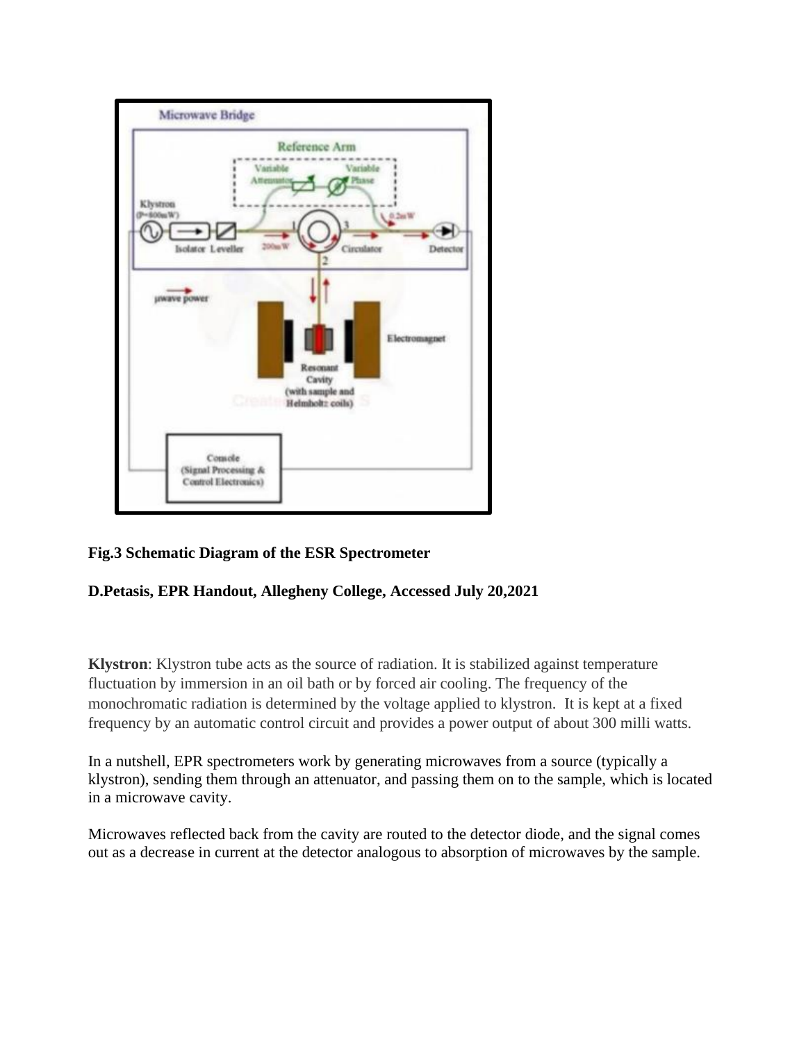**Fig.3 Schematic Diagram of the ESR Spectrometer**

**D.Petasis, EPR Handout, Allegheny College, Accessed July 20,2021**

**Klystron**: Klystron tube acts as the source of radiation. It is stabilized against temperature fluctuation by immersion in an oil bath or by forced air cooling. The frequency of the monochromatic radiation is determined by the voltage applied to klystron. It is kept at a fixed frequency by an automatic control circuit and provides a power output of about 300 milli watts.

In a nutshell, EPR spectrometers work by generating microwaves from a source (typically a klystron), sending them through an attenuator, and passing them on to the sample, which is located in a microwave cavity.

Microwaves reflected back from the cavity are routed to the detector diode, and the signal comes out as a decrease in current at the detector analogous to absorption of microwaves by the sample.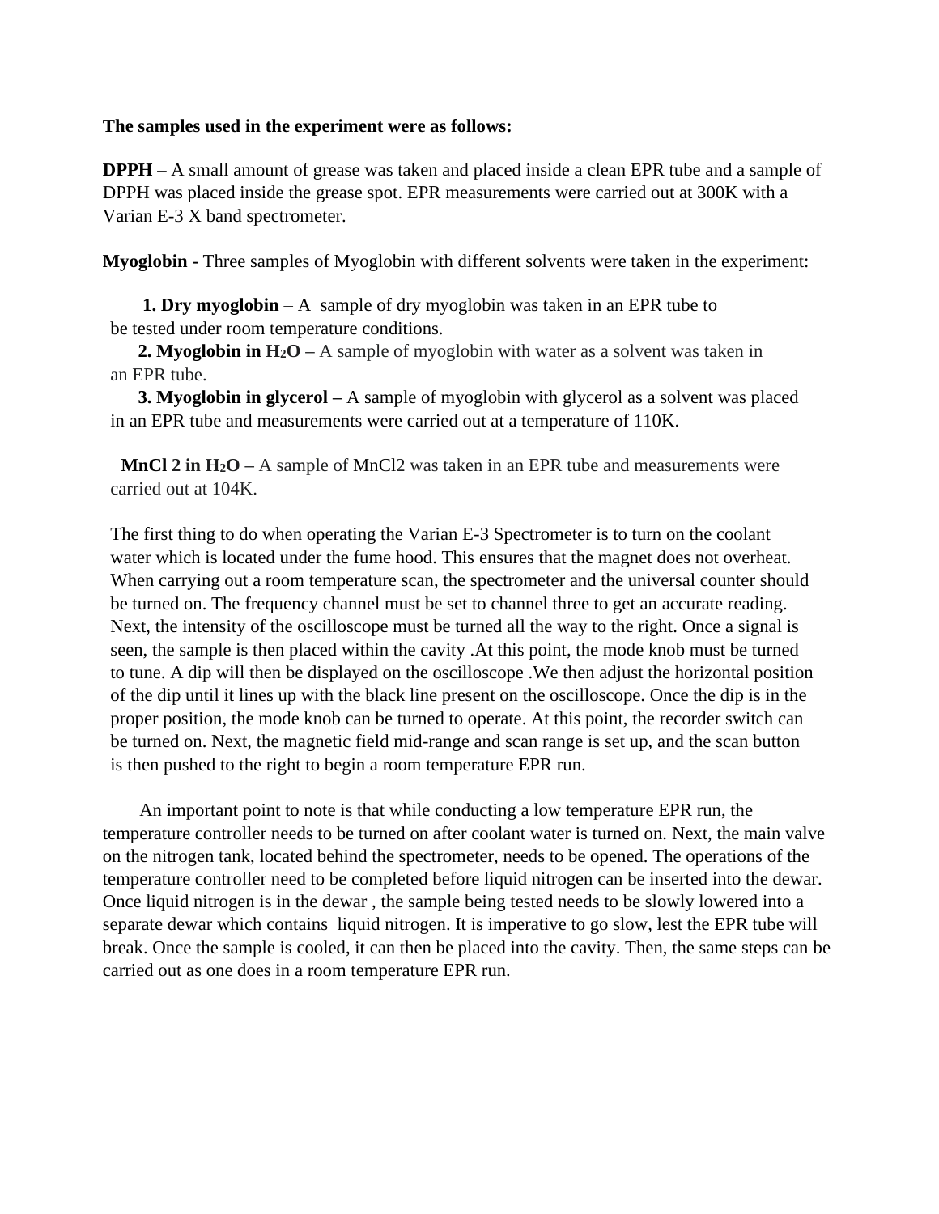**The samples used in the experiment were as follows:**

**DPPH** – A small amount of grease was taken and placed inside a clean EPR tube and a sample of DPPH was placed inside the grease spot. EPR measurements were carried out at 300K with a Varian E-3 X band spectrometer.

**Myoglobin -** Three samples of Myoglobin with different solvents were taken in the experiment:

1. **Dry myoglobin** – A sample of dry myoglobin was taken in an EPR tube to be tested under room temperature conditions.
2. **Myoglobin in $H_2O$** – A sample of myoglobin with water as a solvent was taken in an EPR tube.
3. **Myoglobin in glycerol** – A sample of myoglobin with glycerol as a solvent was placed in an EPR tube and measurements were carried out at a temperature of 110K.

**MnCl 2 in $H_2O$** – A sample of $MnCl_2$ was taken in an EPR tube and measurements were carried out at 104K.

The first thing to do when operating the Varian E-3 Spectrometer is to turn on the coolant water which is located under the fume hood. This ensures that the magnet does not overheat. When carrying out a room temperature scan, the spectrometer and the universal counter should be turned on. The frequency channel must be set to channel three to get an accurate reading. Next, the intensity of the oscilloscope must be turned all the way to the right. Once a signal is seen, the sample is then placed within the cavity .At this point, the mode knob must be turned to tune. A dip will then be displayed on the oscilloscope .We then adjust the horizontal position of the dip until it lines up with the black line present on the oscilloscope. Once the dip is in the proper position, the mode knob can be turned to operate. At this point, the recorder switch can be turned on. Next, the magnetic field mid-range and scan range is set up, and the scan button is then pushed to the right to begin a room temperature EPR run.

An important point to note is that while conducting a low temperature EPR run, the temperature controller needs to be turned on after coolant water is turned on. Next, the main valve on the nitrogen tank, located behind the spectrometer, needs to be opened. The operations of the temperature controller need to be completed before liquid nitrogen can be inserted into the dewar. Once liquid nitrogen is in the dewar , the sample being tested needs to be slowly lowered into a separate dewar which contains liquid nitrogen. It is imperative to go slow, lest the EPR tube will break. Once the sample is cooled, it can then be placed into the cavity. Then, the same steps can be carried out as one does in a room temperature EPR run.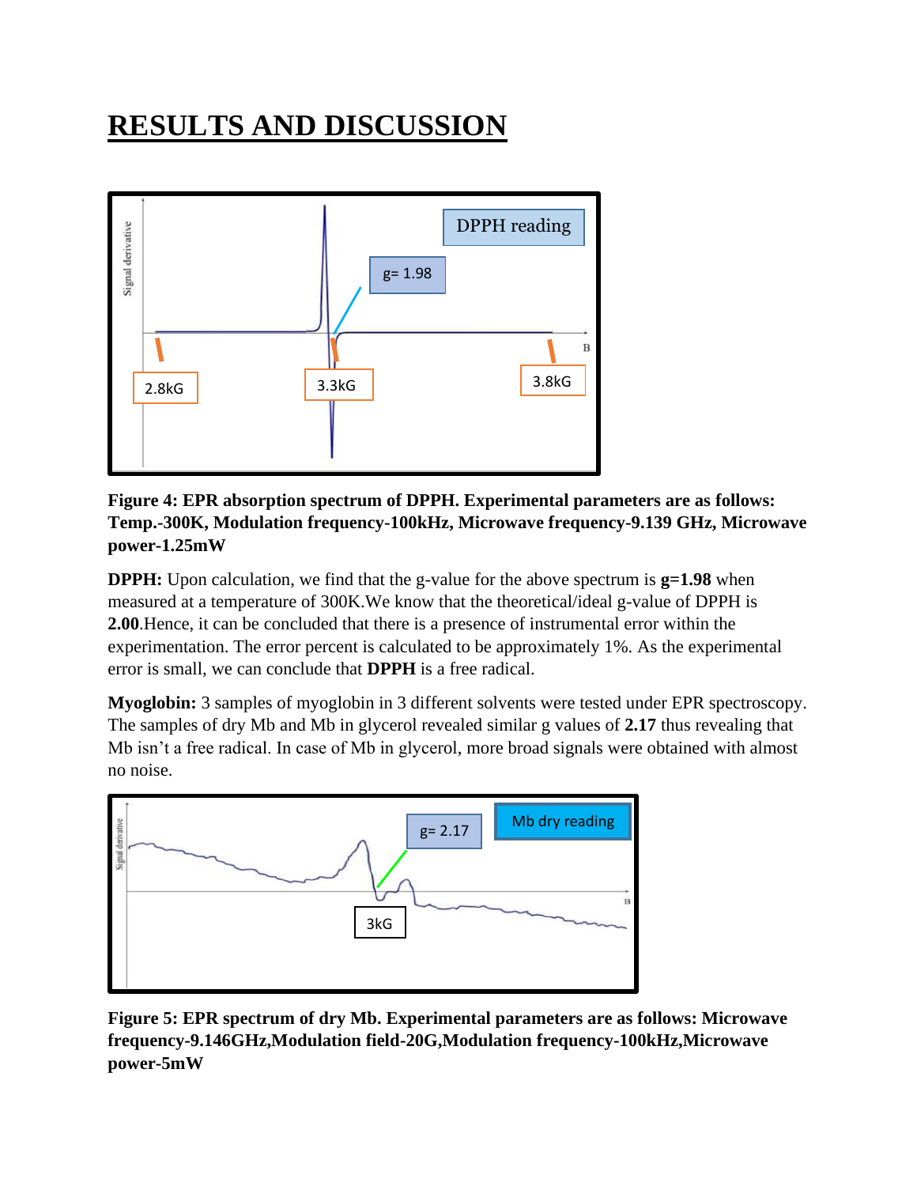# RESULTS AND DISCUSSION

**Figure 4: EPR absorption spectrum of DPPH. Experimental parameters are as follows: Temp.-300K, Modulation frequency-100kHz, Microwave frequency-9.139 GHz, Microwave power-1.25mW**

**DPPH:** Upon calculation, we find that the g-value for the above spectrum is **g=1.98** when measured at a temperature of 300K.We know that the theoretical/ideal g-value of DPPH is **2.00**.Hence, it can be concluded that there is a presence of instrumental error within the experimentation. The error percent is calculated to be approximately 1%. As the experimental error is small, we can conclude that **DPPH** is a free radical.

**Myoglobin:** 3 samples of myoglobin in 3 different solvents were tested under EPR spectroscopy. The samples of dry Mb and Mb in glycerol revealed similar g values of **2.17** thus revealing that Mb isn't a free radical. In case of Mb in glycerol, more broad signals were obtained with almost no noise.

**Figure 5: EPR spectrum of dry Mb. Experimental parameters are as follows: Microwave frequency-9.146GHz,Modulation field-20G,Modulation frequency-100kHz,Microwave power-5mW**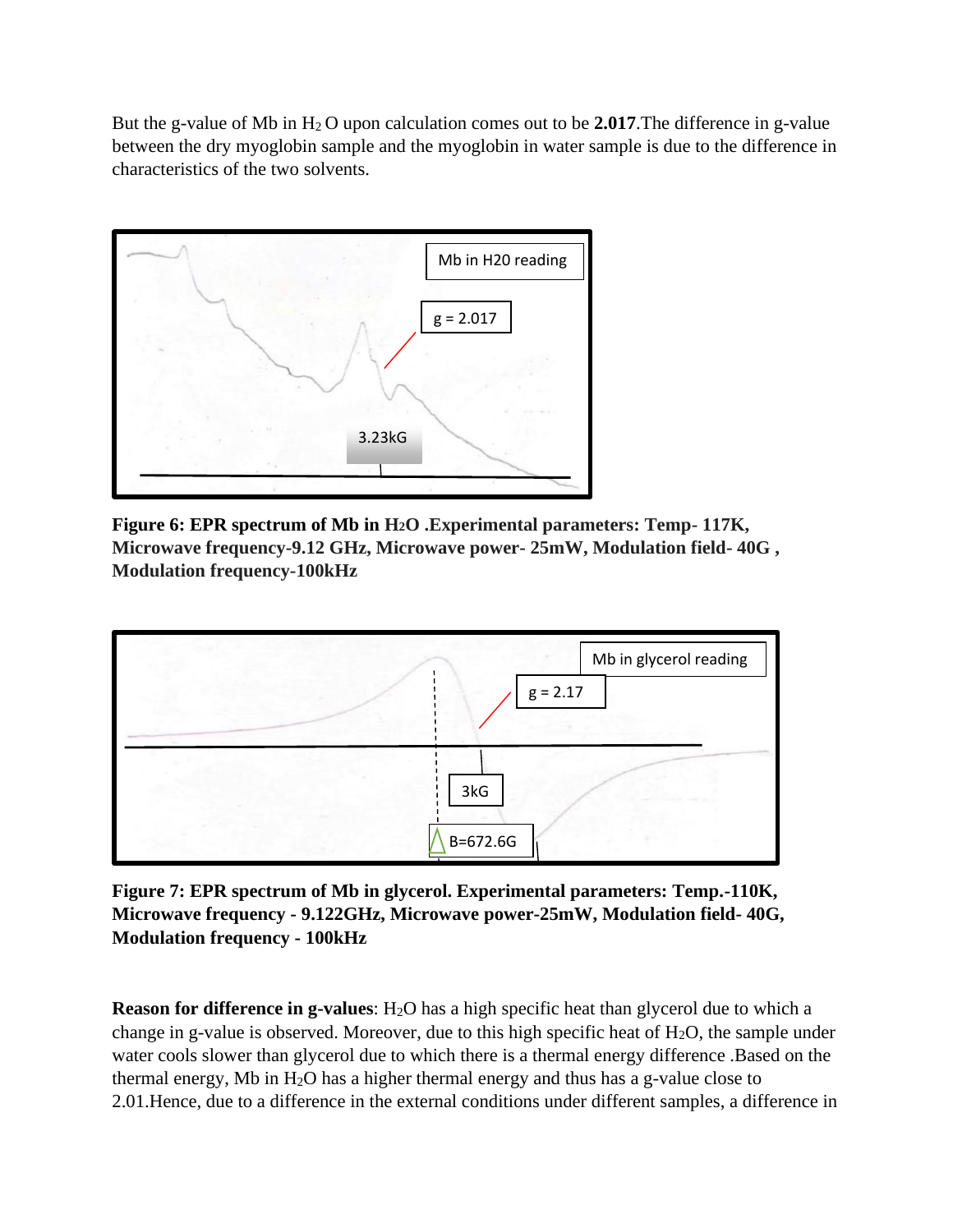But the g-value of Mb in $H_2O$ upon calculation comes out to be **2.017**.The difference in g-value between the dry myoglobin sample and the myoglobin in water sample is due to the difference in characteristics of the two solvents.

**Figure 6: EPR spectrum of Mb in $H_2O$ .Experimental parameters: Temp- 117K, Microwave frequency-9.12 GHz, Microwave power- 25mW, Modulation field- 40G , Modulation frequency-100kHz**

**Figure 7: EPR spectrum of Mb in glycerol. Experimental parameters: Temp.-110K, Microwave frequency - 9.122GHz, Microwave power-25mW, Modulation field- 40G, Modulation frequency - 100kHz**

**Reason for difference in g-values**: $H_2O$ has a high specific heat than glycerol due to which a change in g-value is observed. Moreover, due to this high specific heat of $H_2O$, the sample under water cools slower than glycerol due to which there is a thermal energy difference .Based on the thermal energy, Mb in $H_2O$ has a higher thermal energy and thus has a g-value close to 2.01.Hence, due to a difference in the external conditions under different samples, a difference in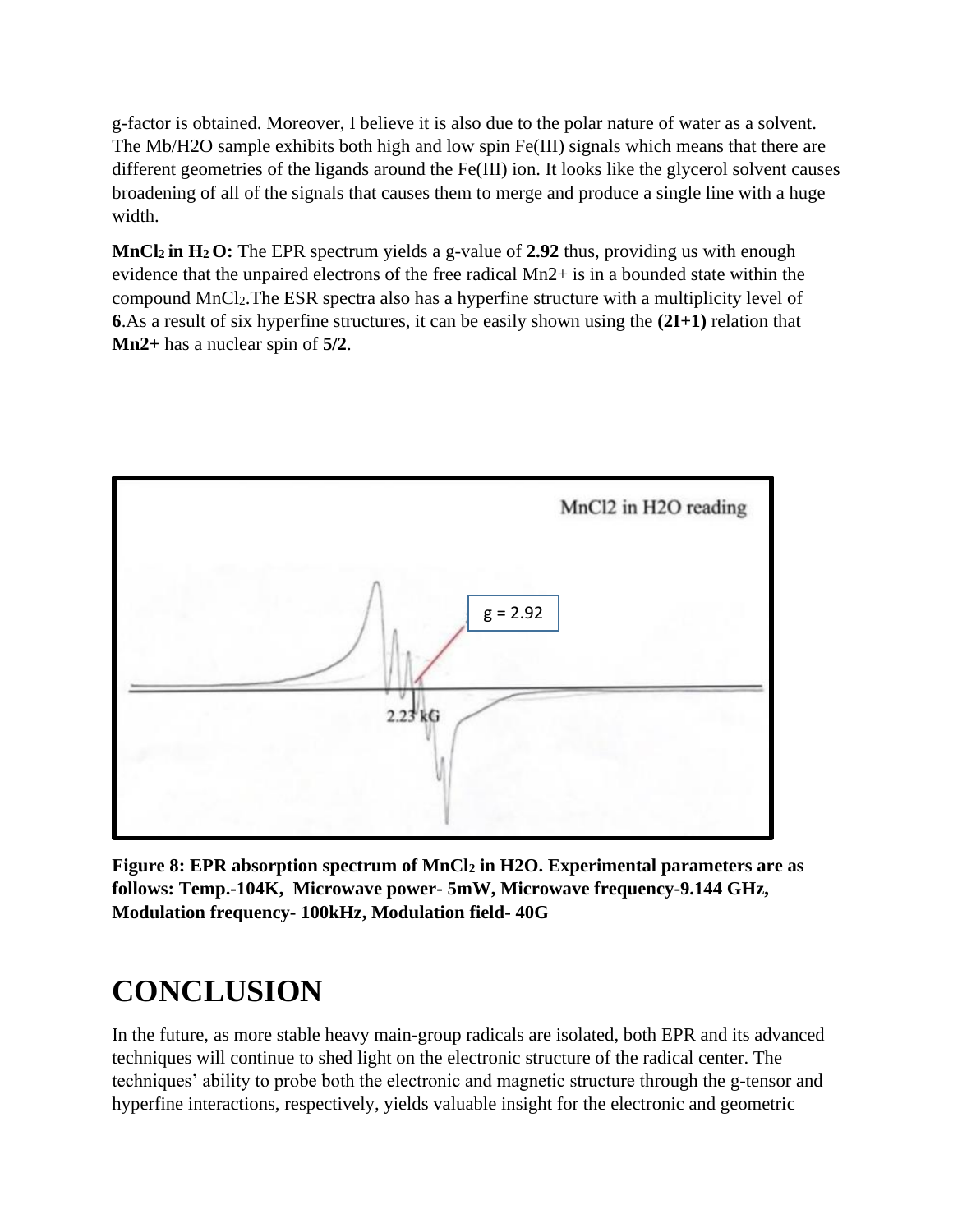g-factor is obtained. Moreover, I believe it is also due to the polar nature of water as a solvent. The Mb/H2O sample exhibits both high and low spin Fe(III) signals which means that there are different geometries of the ligands around the Fe(III) ion. It looks like the glycerol solvent causes broadening of all of the signals that causes them to merge and produce a single line with a huge width.

**$MnCl_2$ in $H_2O$:** The EPR spectrum yields a g-value of **2.92** thus, providing us with enough evidence that the unpaired electrons of the free radical Mn2+ is in a bounded state within the compound $MnCl_2$.The ESR spectra also has a hyperfine structure with a multiplicity level of **6**.As a result of six hyperfine structures, it can be easily shown using the **(2I+1)** relation that **Mn2+** has a nuclear spin of **5/2**.

**Figure 8: EPR absorption spectrum of $MnCl_2$ in H2O. Experimental parameters are as follows: Temp.-104K, Microwave power- 5mW, Microwave frequency-9.144 GHz, Modulation frequency- 100kHz, Modulation field- 40G**

# CONCLUSION

In the future, as more stable heavy main-group radicals are isolated, both EPR and its advanced techniques will continue to shed light on the electronic structure of the radical center. The techniques' ability to probe both the electronic and magnetic structure through the g-tensor and hyperfine interactions, respectively, yields valuable insight for the electronic and geometric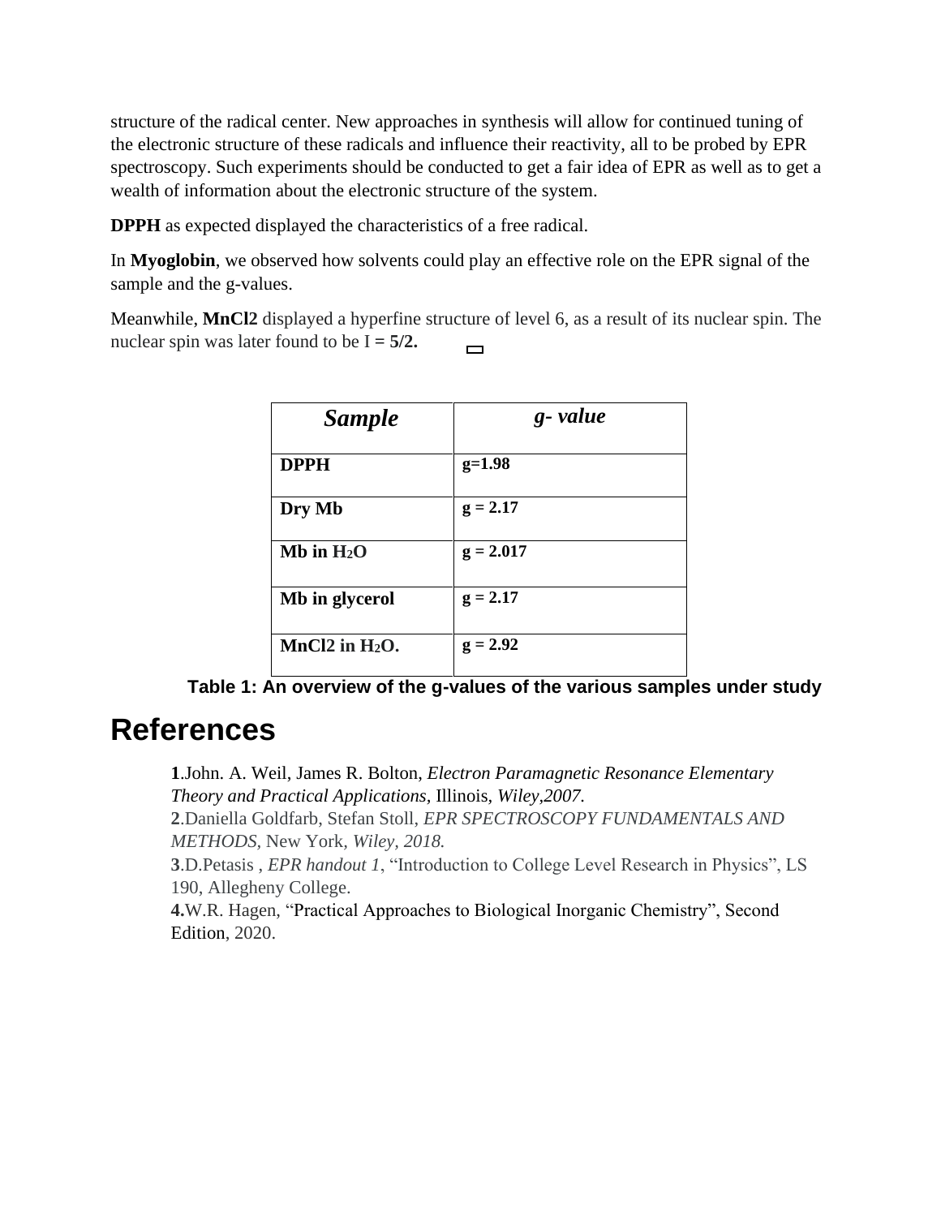structure of the radical center. New approaches in synthesis will allow for continued tuning of the electronic structure of these radicals and influence their reactivity, all to be probed by EPR spectroscopy. Such experiments should be conducted to get a fair idea of EPR as well as to get a wealth of information about the electronic structure of the system.

**DPPH** as expected displayed the characteristics of a free radical.

In **Myoglobin**, we observed how solvents could play an effective role on the EPR signal of the sample and the g-values.

Meanwhile, **MnCl2** displayed a hyperfine structure of level 6, as a result of its nuclear spin. The nuclear spin was later found to be I **= 5/2.**

| ***Sample*** | ***g- value*** |
|---|---|
| **DPPH** | **g=1.98** |
| **Dry Mb** | **g = 2.17** |
| **Mb in $H_2O$** | **g = 2.017** |
| **Mb in glycerol** | **g = 2.17** |
| **MnCl2 in $H_2O$.** | **g = 2.92** |

**Table 1: An overview of the g-values of the various samples under study**

# References

**1**.John. A. Weil, James R. Bolton, *Electron Paramagnetic Resonance Elementary Theory and Practical Applications*, Illinois, *Wiley,2007.*
**2**.Daniella Goldfarb, Stefan Stoll, *EPR SPECTROSCOPY FUNDAMENTALS AND METHODS*, New York, *Wiley, 2018.*
**3**.D.Petasis , *EPR handout 1*, "Introduction to College Level Research in Physics", LS 190, Allegheny College.
**4.**W.R. Hagen, "Practical Approaches to Biological Inorganic Chemistry", Second Edition, 2020.